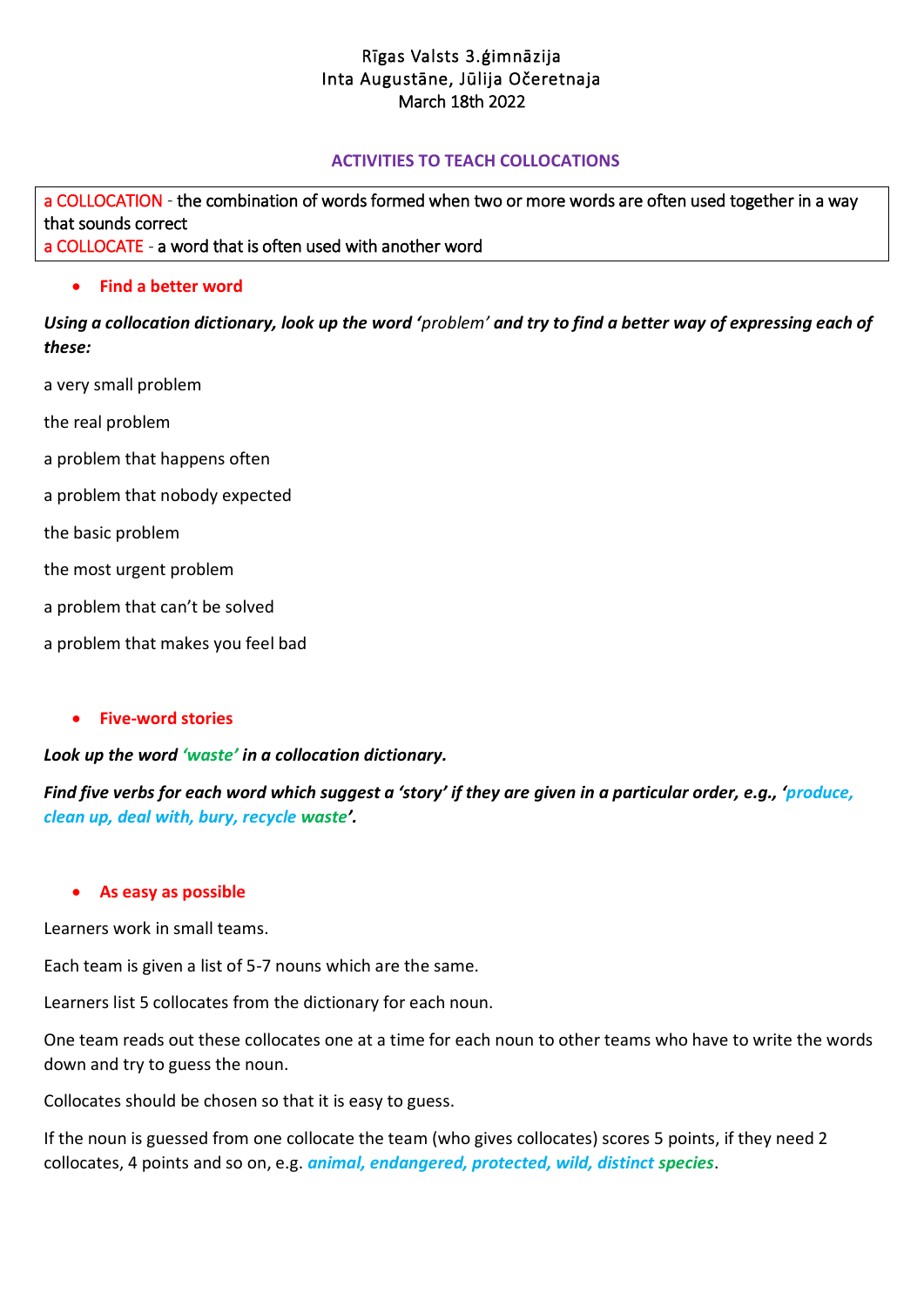Rīgas Valsts 3.ģimnāzija
Inta Augustāne, Jūlija Očeretnaja
March 18th 2022

## ACTIVITIES TO TEACH COLLOCATIONS

a COLLOCATION - the combination of words formed when two or more words are often used together in a way that sounds correct
a COLLOCATE - a word that is often used with another word

- **Find a better word**

***Using a collocation dictionary, look up the word '*problem*' and try to find a better way of expressing each of these:***

a very small problem

the real problem

a problem that happens often

a problem that nobody expected

the basic problem

the most urgent problem

a problem that can't be solved

a problem that makes you feel bad

- **Five-word stories**

***Look up the word 'waste' in a collocation dictionary.***

***Find five verbs for each word which suggest a 'story' if they are given in a particular order, e.g., 'produce, clean up, deal with, bury, recycle waste'.***

- **As easy as possible**

Learners work in small teams.

Each team is given a list of 5-7 nouns which are the same.

Learners list 5 collocates from the dictionary for each noun.

One team reads out these collocates one at a time for each noun to other teams who have to write the words down and try to guess the noun.

Collocates should be chosen so that it is easy to guess.

If the noun is guessed from one collocate the team (who gives collocates) scores 5 points, if they need 2 collocates, 4 points and so on, e.g. ***animal, endangered, protected, wild, distinct species***.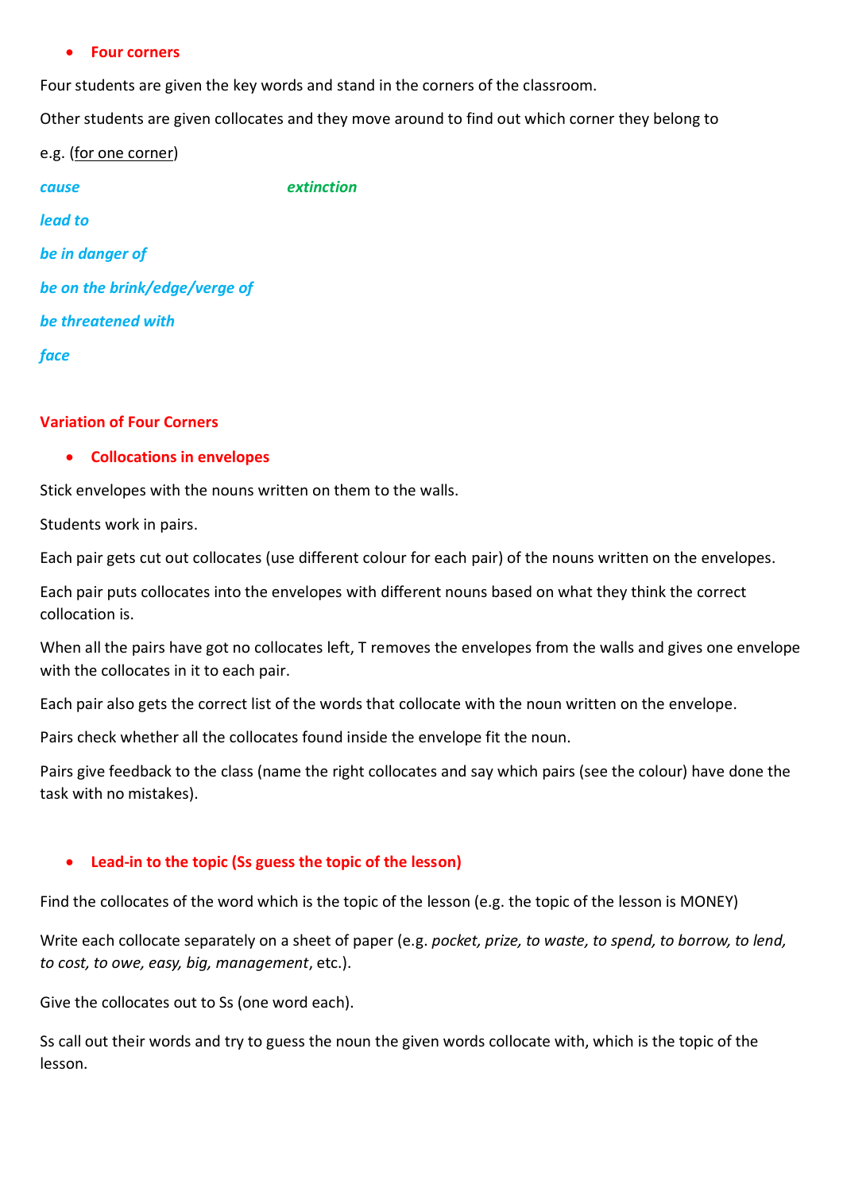- **Four corners**

Four students are given the key words and stand in the corners of the classroom.

Other students are given collocates and they move around to find out which corner they belong to

e.g. (for one corner)

***cause*** ***extinction***

***lead to***

***be in danger of***

***be on the brink/edge/verge of***

***be threatened with***

***face***

**Variation of Four Corners**

- **Collocations in envelopes**

Stick envelopes with the nouns written on them to the walls.

Students work in pairs.

Each pair gets cut out collocates (use different colour for each pair) of the nouns written on the envelopes.

Each pair puts collocates into the envelopes with different nouns based on what they think the correct collocation is.

When all the pairs have got no collocates left, T removes the envelopes from the walls and gives one envelope with the collocates in it to each pair.

Each pair also gets the correct list of the words that collocate with the noun written on the envelope.

Pairs check whether all the collocates found inside the envelope fit the noun.

Pairs give feedback to the class (name the right collocates and say which pairs (see the colour) have done the task with no mistakes).

- **Lead-in to the topic (Ss guess the topic of the lesson)**

Find the collocates of the word which is the topic of the lesson (e.g. the topic of the lesson is MONEY)

Write each collocate separately on a sheet of paper (e.g. *pocket, prize, to waste, to spend, to borrow, to lend, to cost, to owe, easy, big, management*, etc.).

Give the collocates out to Ss (one word each).

Ss call out their words and try to guess the noun the given words collocate with, which is the topic of the lesson.